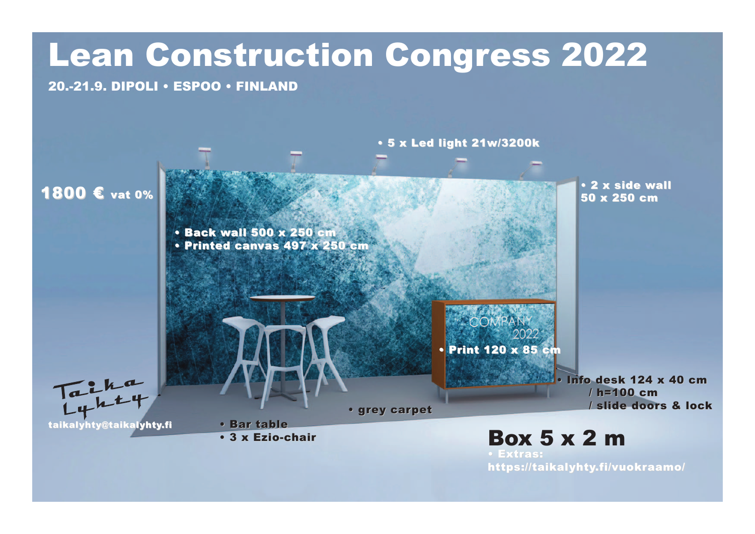# Lean Construction Congress 2022

**20.-21.9. DIPOLI • ESPOO • FINLAND**

**1800 €** vat 0%

- 5 x Led light 21w/3200k
- 2 x side wall 50 x 250 cm
- Back wall 500 x 250 cm
- Printed canvas 497 x 250 cm
- Print 120 x 85 cm
- Info desk 124 x 40 cm / h=100 cm / slide doors & lock
- grey carpet
- Bar table
- 3 x Ezio-chair

COMPANY 2022

Taika Lyhty

taikalyhty@taikalyhty.fi

## Box 5 x 2 m

- Extras: https://taikalyhty.fi/vuokraamo/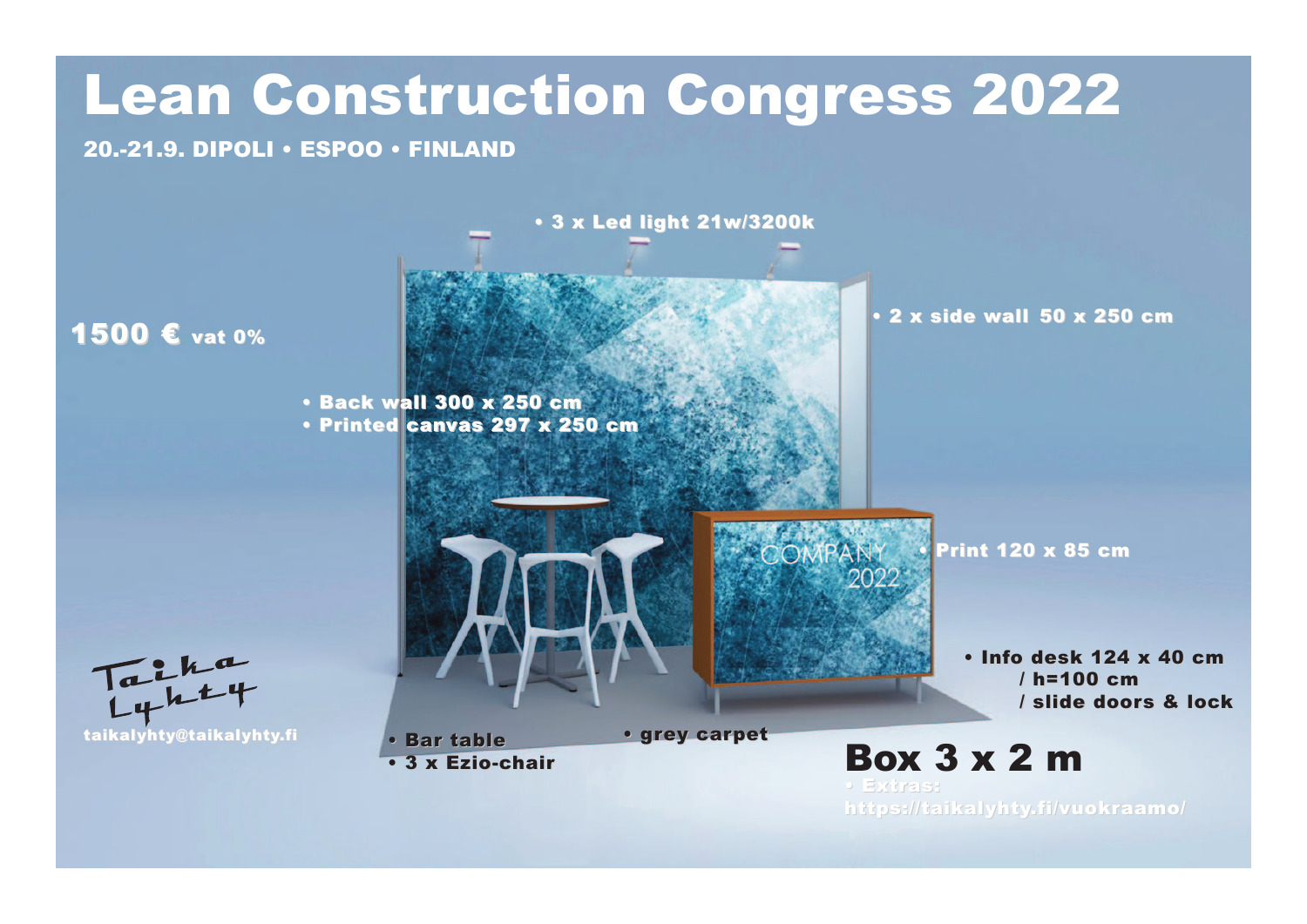# Lean Construction Congress 2022

**20.-21.9. DIPOLI • ESPOO • FINLAND**

**1500 €** vat 0%

- 3 x Led light 21w/3200k
- 2 x side wall 50 x 250 cm
- Back wall 300 x 250 cm
- Printed canvas 297 x 250 cm
- Print 120 x 85 cm
- Info desk 124 x 40 cm / h=100 cm / slide doors & lock
- Bar table
- 3 x Ezio-chair
- grey carpet

COMPANY 2022

Taika Lyhty

taikalyhty@taikalyhty.fi

## Box 3 x 2 m

- Extras: https://taikalyhty.fi/vuokraamo/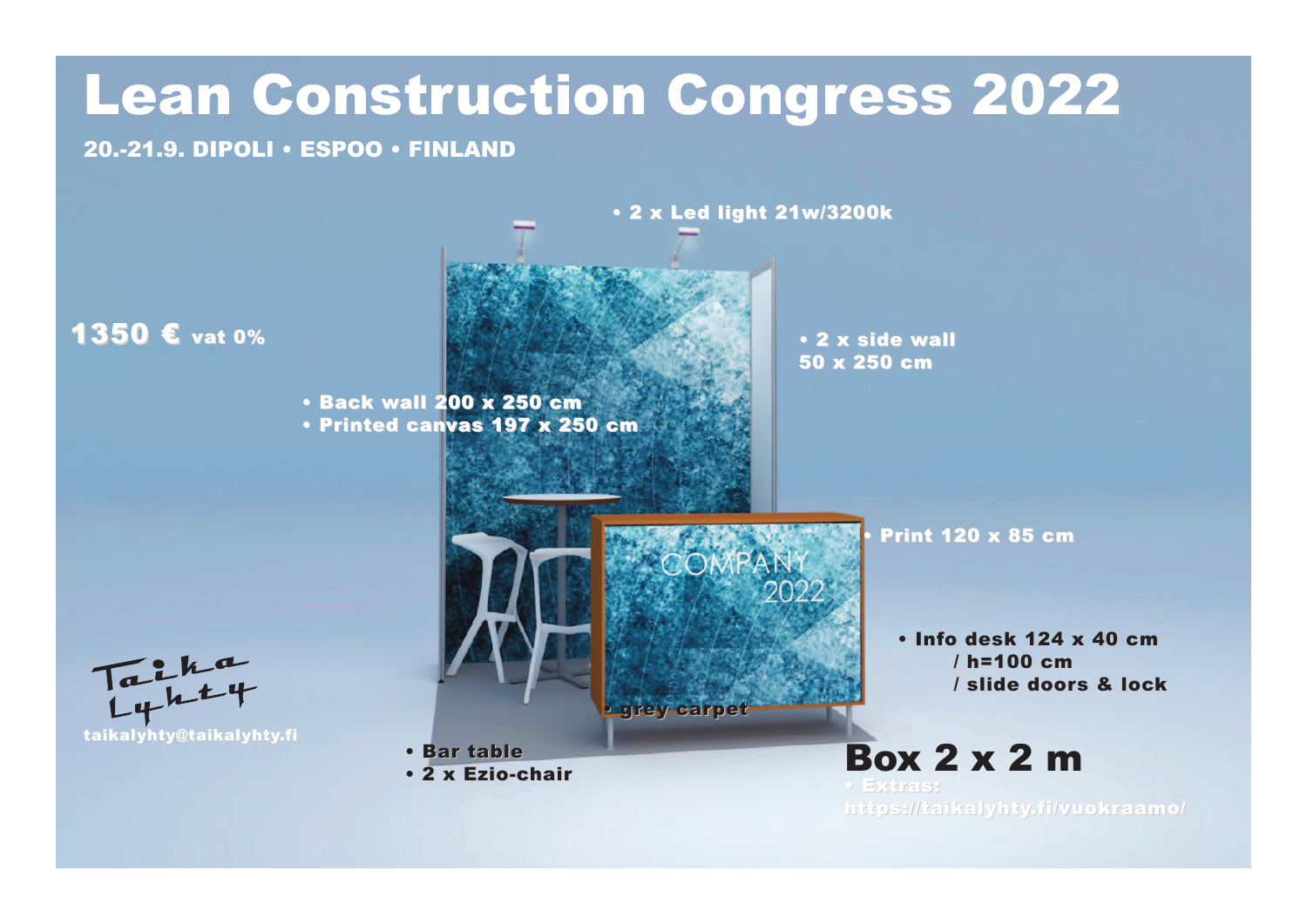# Lean Construction Congress 2022

**20.-21.9. DIPOLI • ESPOO • FINLAND**

**1350 €** vat 0%

- 2 x Led light 21w/3200k
- 2 x side wall 50 x 250 cm
- Back wall 200 x 250 cm
- Printed canvas 197 x 250 cm
- Print 120 x 85 cm
- Info desk 124 x 40 cm / h=100 cm / slide doors & lock
- grey carpet
- Bar table
- 2 x Ezio-chair

COMPANY 2022

Taika Lyhty

taikalyhty@taikalyhty.fi

## Box 2 x 2 m

- Extras: https://taikalyhty.fi/vuokraamo/